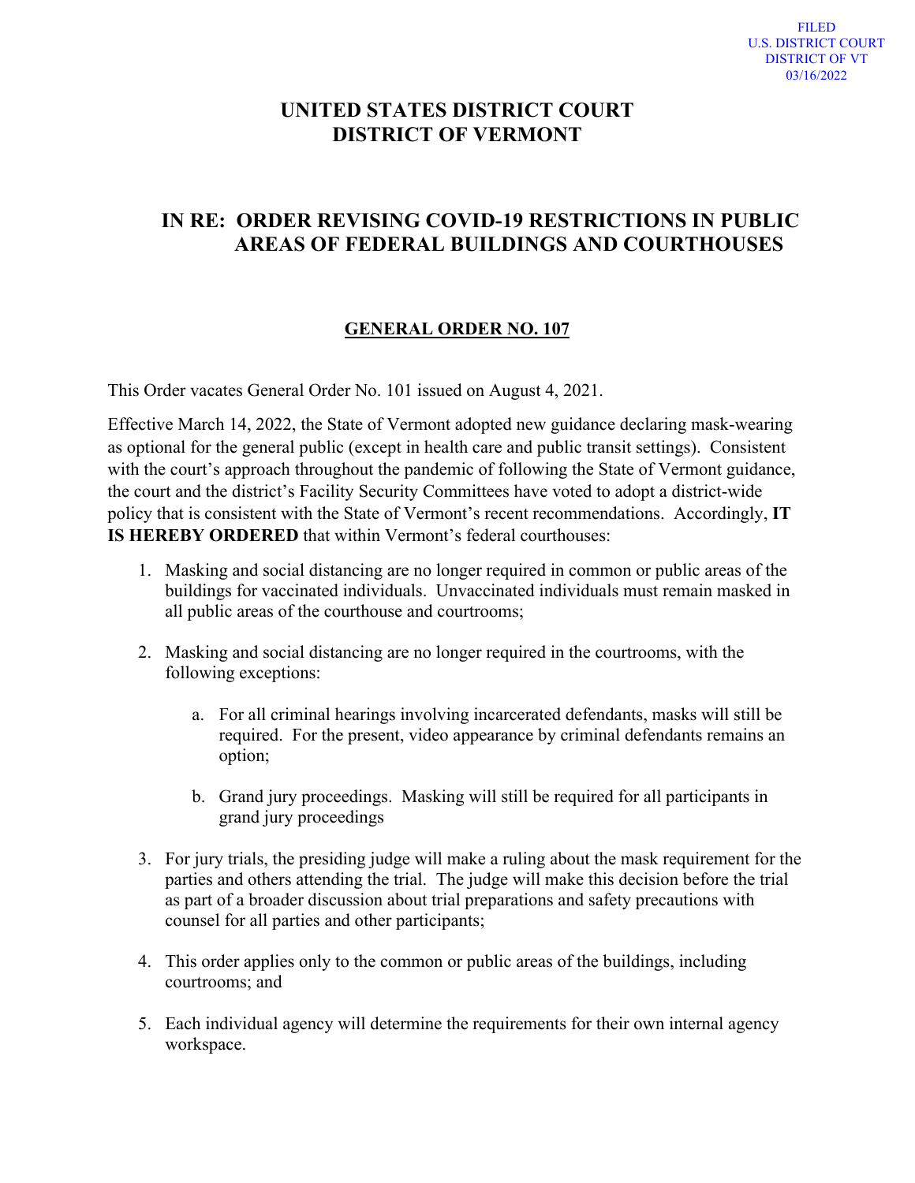FILED
U.S. DISTRICT COURT
DISTRICT OF VT
03/16/2022

# UNITED STATES DISTRICT COURT
# DISTRICT OF VERMONT

## IN RE: ORDER REVISING COVID-19 RESTRICTIONS IN PUBLIC AREAS OF FEDERAL BUILDINGS AND COURTHOUSES

### GENERAL ORDER NO. 107

This Order vacates General Order No. 101 issued on August 4, 2021.

Effective March 14, 2022, the State of Vermont adopted new guidance declaring mask-wearing as optional for the general public (except in health care and public transit settings). Consistent with the court's approach throughout the pandemic of following the State of Vermont guidance, the court and the district's Facility Security Committees have voted to adopt a district-wide policy that is consistent with the State of Vermont's recent recommendations. Accordingly, **IT IS HEREBY ORDERED** that within Vermont's federal courthouses:

1. Masking and social distancing are no longer required in common or public areas of the buildings for vaccinated individuals. Unvaccinated individuals must remain masked in all public areas of the courthouse and courtrooms;

2. Masking and social distancing are no longer required in the courtrooms, with the following exceptions:

    a. For all criminal hearings involving incarcerated defendants, masks will still be required. For the present, video appearance by criminal defendants remains an option;

    b. Grand jury proceedings. Masking will still be required for all participants in grand jury proceedings

3. For jury trials, the presiding judge will make a ruling about the mask requirement for the parties and others attending the trial. The judge will make this decision before the trial as part of a broader discussion about trial preparations and safety precautions with counsel for all parties and other participants;

4. This order applies only to the common or public areas of the buildings, including courtrooms; and

5. Each individual agency will determine the requirements for their own internal agency workspace.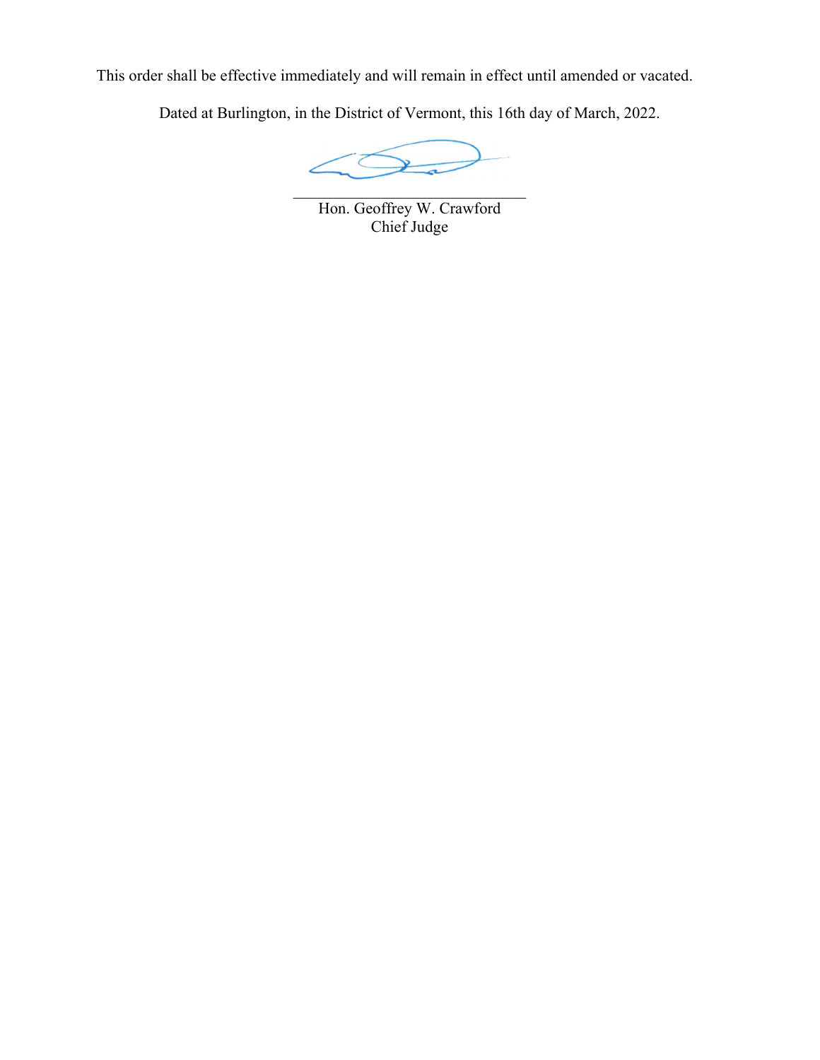This order shall be effective immediately and will remain in effect until amended or vacated.

Dated at Burlington, in the District of Vermont, this 16th day of March, 2022.

_______________________________
Hon. Geoffrey W. Crawford
Chief Judge